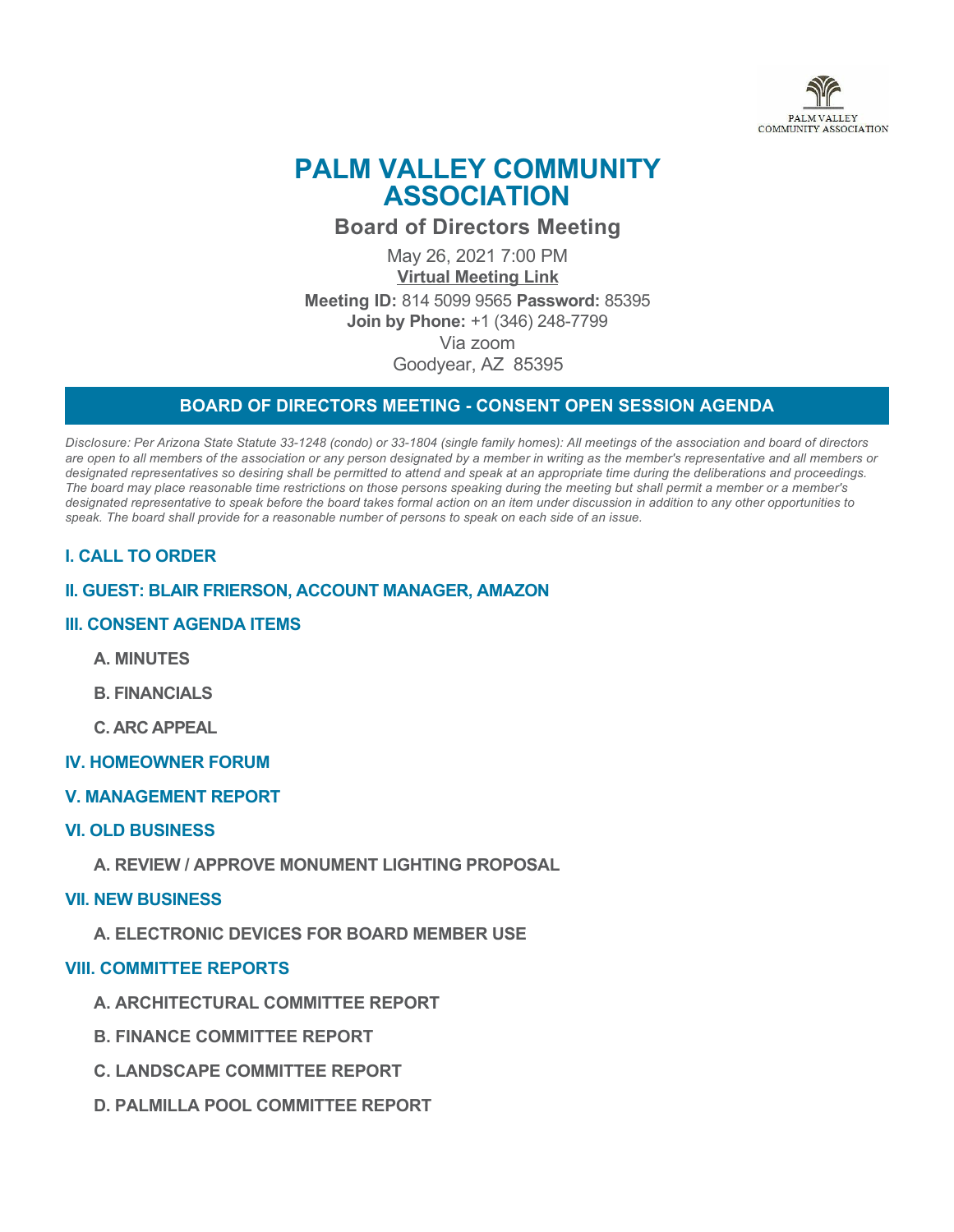PALM VALLEY COMMUNITY ASSOCIATION

# PALM VALLEY COMMUNITY ASSOCIATION

## Board of Directors Meeting

May 26, 2021 7:00 PM
**Virtual Meeting Link**
**Meeting ID:** 814 5099 9565 **Password:** 85395
**Join by Phone:** +1 (346) 248-7799
Via zoom
Goodyear, AZ 85395

## BOARD OF DIRECTORS MEETING - CONSENT OPEN SESSION AGENDA

*Disclosure: Per Arizona State Statute 33-1248 (condo) or 33-1804 (single family homes): All meetings of the association and board of directors are open to all members of the association or any person designated by a member in writing as the member's representative and all members or designated representatives so desiring shall be permitted to attend and speak at an appropriate time during the deliberations and proceedings. The board may place reasonable time restrictions on those persons speaking during the meeting but shall permit a member or a member's designated representative to speak before the board takes formal action on an item under discussion in addition to any other opportunities to speak. The board shall provide for a reasonable number of persons to speak on each side of an issue.*

### I. CALL TO ORDER

### II. GUEST: BLAIR FRIERSON, ACCOUNT MANAGER, AMAZON

### III. CONSENT AGENDA ITEMS

- **A. MINUTES**
- **B. FINANCIALS**
- **C. ARC APPEAL**

### IV. HOMEOWNER FORUM

### V. MANAGEMENT REPORT

### VI. OLD BUSINESS

- **A. REVIEW / APPROVE MONUMENT LIGHTING PROPOSAL**

### VII. NEW BUSINESS

- **A. ELECTRONIC DEVICES FOR BOARD MEMBER USE**

### VIII. COMMITTEE REPORTS

- **A. ARCHITECTURAL COMMITTEE REPORT**
- **B. FINANCE COMMITTEE REPORT**
- **C. LANDSCAPE COMMITTEE REPORT**
- **D. PALMILLA POOL COMMITTEE REPORT**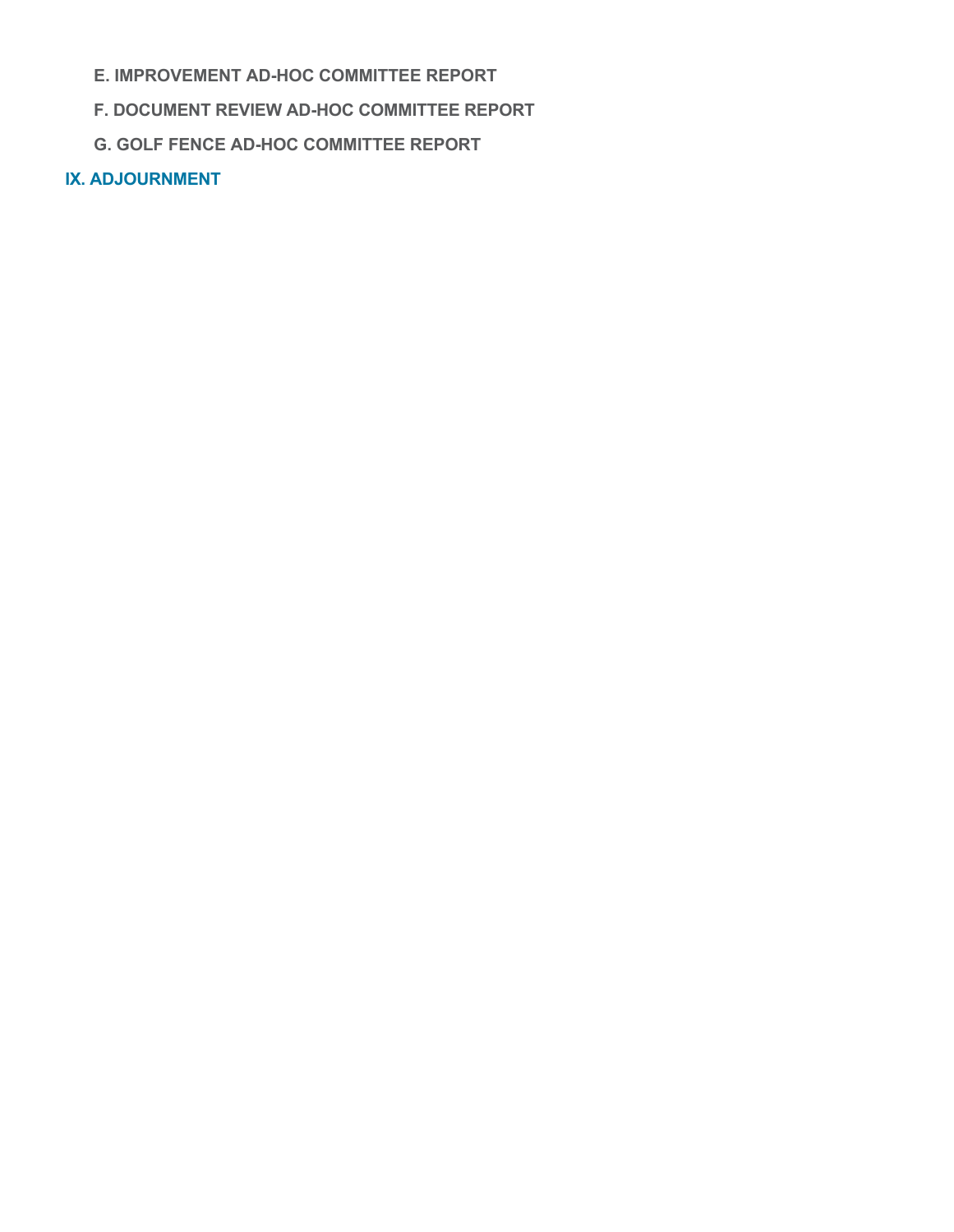**E. IMPROVEMENT AD-HOC COMMITTEE REPORT**

**F. DOCUMENT REVIEW AD-HOC COMMITTEE REPORT**

**G. GOLF FENCE AD-HOC COMMITTEE REPORT**

## IX. ADJOURNMENT